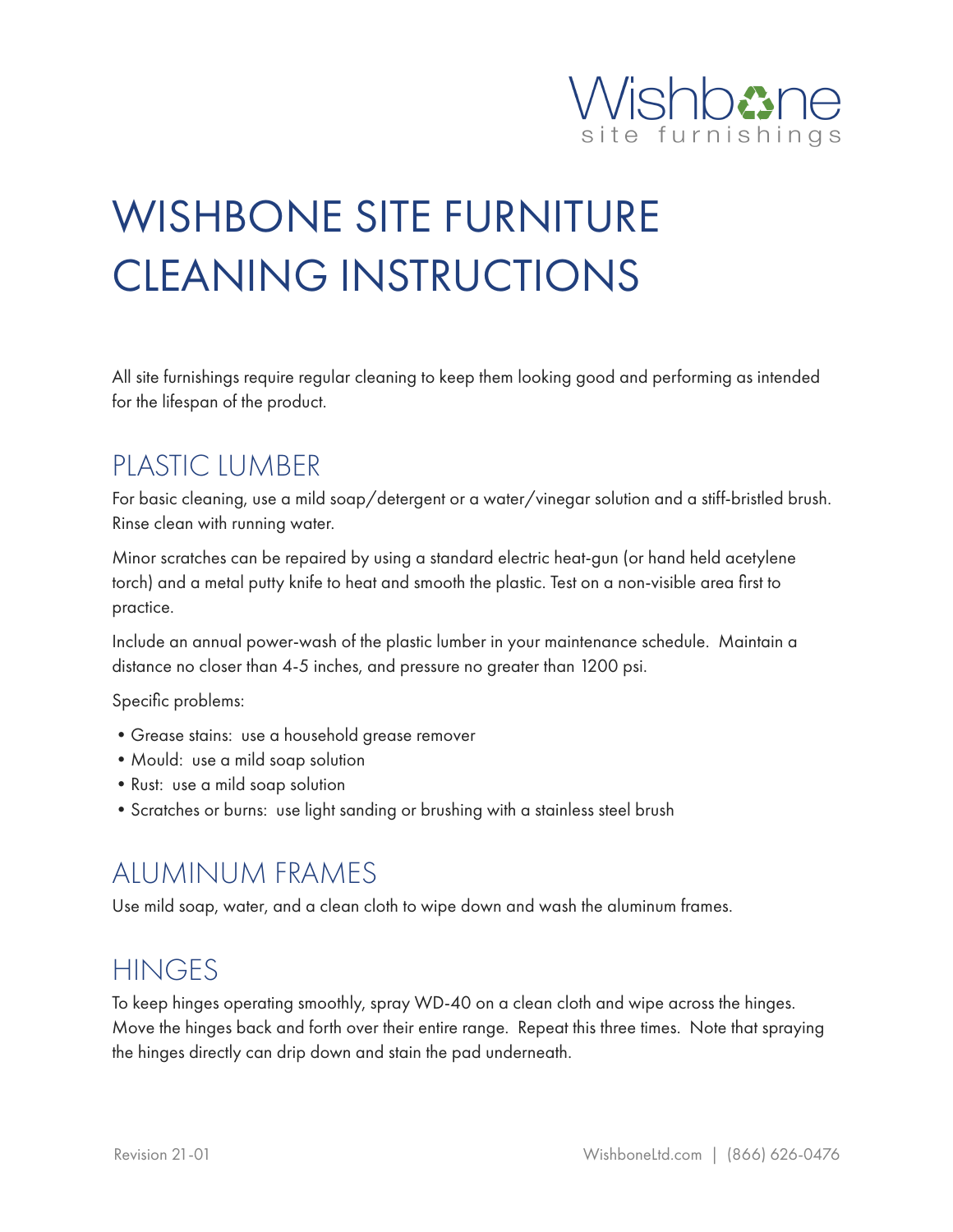Wishbone
site furnishings

# WISHBONE SITE FURNITURE CLEANING INSTRUCTIONS

All site furnishings require regular cleaning to keep them looking good and performing as intended for the lifespan of the product.

## PLASTIC LUMBER

For basic cleaning, use a mild soap/detergent or a water/vinegar solution and a stiff-bristled brush. Rinse clean with running water.

Minor scratches can be repaired by using a standard electric heat-gun (or hand held acetylene torch) and a metal putty knife to heat and smooth the plastic. Test on a non-visible area first to practice.

Include an annual power-wash of the plastic lumber in your maintenance schedule. Maintain a distance no closer than 4-5 inches, and pressure no greater than 1200 psi.

Specific problems:

- Grease stains: use a household grease remover
- Mould: use a mild soap solution
- Rust: use a mild soap solution
- Scratches or burns: use light sanding or brushing with a stainless steel brush

## ALUMINUM FRAMES

Use mild soap, water, and a clean cloth to wipe down and wash the aluminum frames.

## HINGES

To keep hinges operating smoothly, spray WD-40 on a clean cloth and wipe across the hinges. Move the hinges back and forth over their entire range. Repeat this three times. Note that spraying the hinges directly can drip down and stain the pad underneath.

Revision 21-01 WishboneLtd.com | (866) 626-0476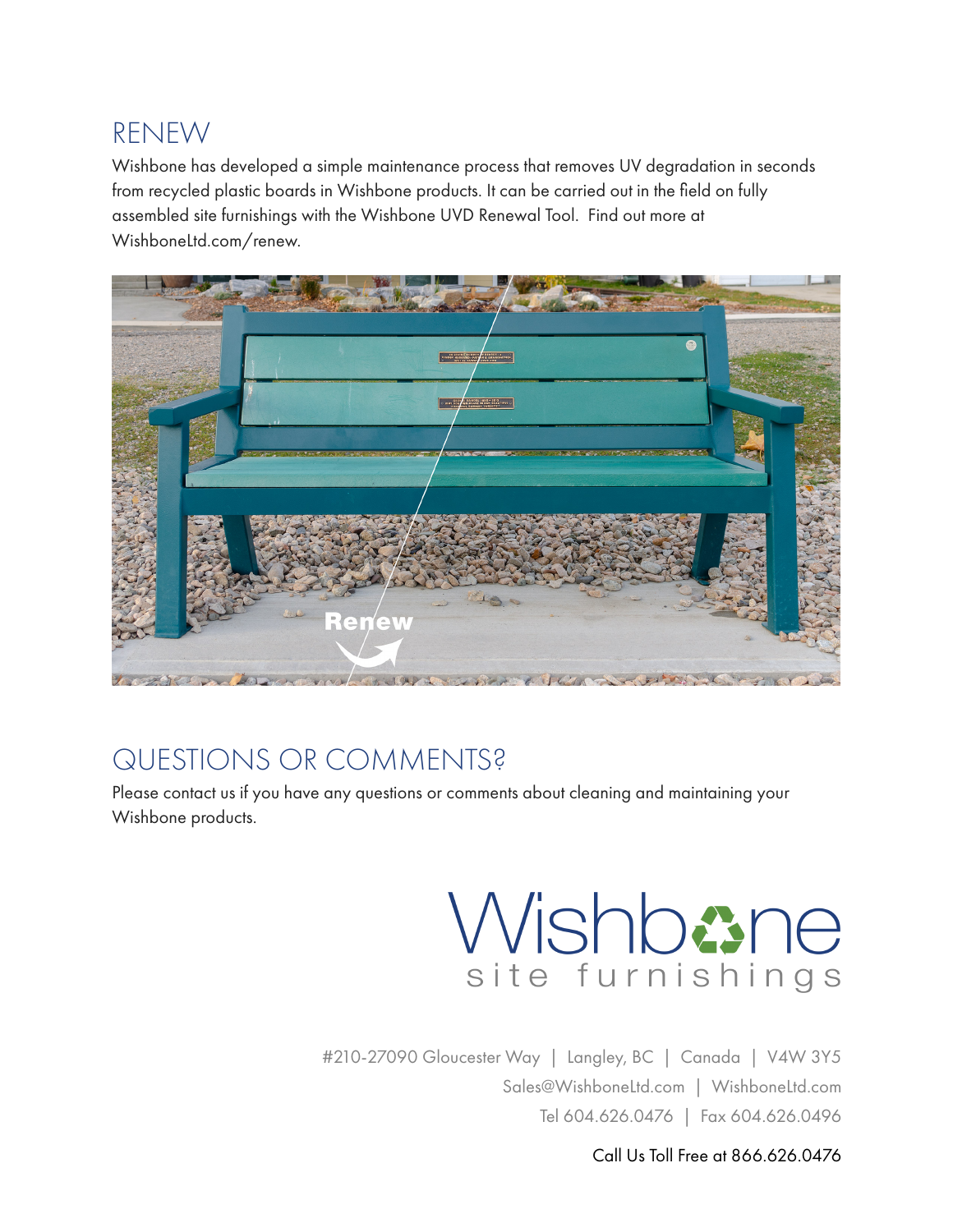## RENEW

Wishbone has developed a simple maintenance process that removes UV degradation in seconds from recycled plastic boards in Wishbone products. It can be carried out in the field on fully assembled site furnishings with the Wishbone UVD Renewal Tool. Find out more at WishboneLtd.com/renew.

## QUESTIONS OR COMMENTS?

Please contact us if you have any questions or comments about cleaning and maintaining your Wishbone products.

Wishbone site furnishings

#210-27090 Gloucester Way | Langley, BC | Canada | V4W 3Y5
Sales@WishboneLtd.com | WishboneLtd.com
Tel 604.626.0476 | Fax 604.626.0496

Call Us Toll Free at 866.626.0476